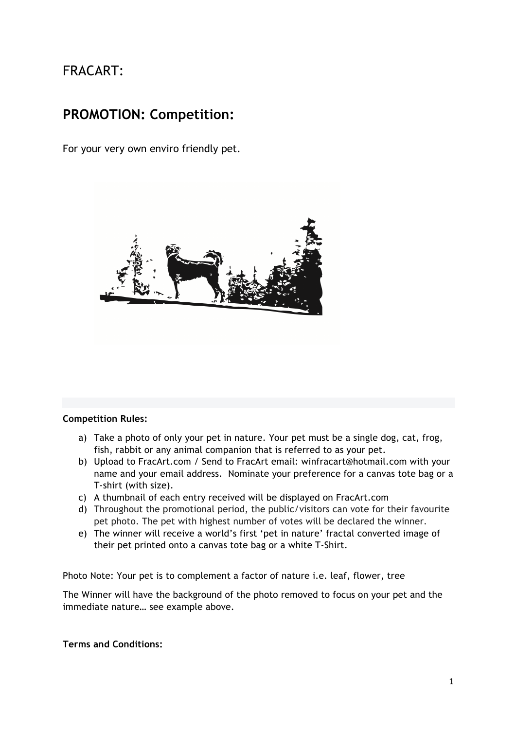# FRACART:

## PROMOTION: Competition:

For your very own enviro friendly pet.

**Competition Rules:**

a) Take a photo of only your pet in nature. Your pet must be a single dog, cat, frog, fish, rabbit or any animal companion that is referred to as your pet.
b) Upload to FracArt.com / Send to FracArt email: winfracart@hotmail.com with your name and your email address. Nominate your preference for a canvas tote bag or a T-shirt (with size).
c) A thumbnail of each entry received will be displayed on FracArt.com
d) Throughout the promotional period, the public/visitors can vote for their favourite pet photo. The pet with highest number of votes will be declared the winner.
e) The winner will receive a world's first 'pet in nature' fractal converted image of their pet printed onto a canvas tote bag or a white T-Shirt.

Photo Note: Your pet is to complement a factor of nature i.e. leaf, flower, tree

The Winner will have the background of the photo removed to focus on your pet and the immediate nature… see example above.

**Terms and Conditions:**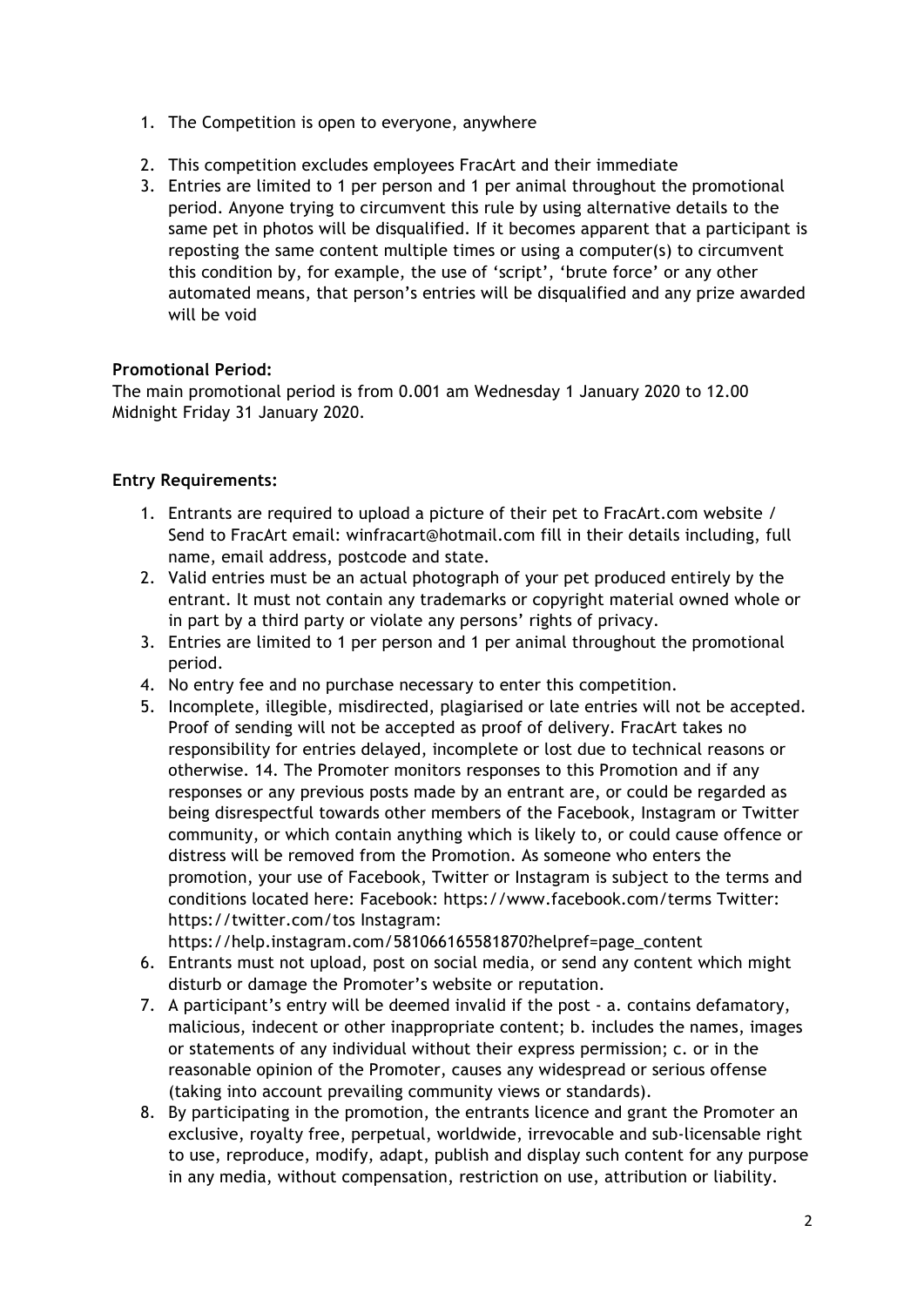1. The Competition is open to everyone, anywhere
2. This competition excludes employees FracArt and their immediate
3. Entries are limited to 1 per person and 1 per animal throughout the promotional period. Anyone trying to circumvent this rule by using alternative details to the same pet in photos will be disqualified. If it becomes apparent that a participant is reposting the same content multiple times or using a computer(s) to circumvent this condition by, for example, the use of 'script', 'brute force' or any other automated means, that person's entries will be disqualified and any prize awarded will be void

**Promotional Period:**
The main promotional period is from 0.001 am Wednesday 1 January 2020 to 12.00 Midnight Friday 31 January 2020.

**Entry Requirements:**

1. Entrants are required to upload a picture of their pet to FracArt.com website / Send to FracArt email: winfracart@hotmail.com fill in their details including, full name, email address, postcode and state.
2. Valid entries must be an actual photograph of your pet produced entirely by the entrant. It must not contain any trademarks or copyright material owned whole or in part by a third party or violate any persons' rights of privacy.
3. Entries are limited to 1 per person and 1 per animal throughout the promotional period.
4. No entry fee and no purchase necessary to enter this competition.
5. Incomplete, illegible, misdirected, plagiarised or late entries will not be accepted. Proof of sending will not be accepted as proof of delivery. FracArt takes no responsibility for entries delayed, incomplete or lost due to technical reasons or otherwise. 14. The Promoter monitors responses to this Promotion and if any responses or any previous posts made by an entrant are, or could be regarded as being disrespectful towards other members of the Facebook, Instagram or Twitter community, or which contain anything which is likely to, or could cause offence or distress will be removed from the Promotion. As someone who enters the promotion, your use of Facebook, Twitter or Instagram is subject to the terms and conditions located here: Facebook: https://www.facebook.com/terms Twitter: https://twitter.com/tos Instagram: https://help.instagram.com/581066165581870?helpref=page_content
6. Entrants must not upload, post on social media, or send any content which might disturb or damage the Promoter's website or reputation.
7. A participant's entry will be deemed invalid if the post - a. contains defamatory, malicious, indecent or other inappropriate content; b. includes the names, images or statements of any individual without their express permission; c. or in the reasonable opinion of the Promoter, causes any widespread or serious offense (taking into account prevailing community views or standards).
8. By participating in the promotion, the entrants licence and grant the Promoter an exclusive, royalty free, perpetual, worldwide, irrevocable and sub-licensable right to use, reproduce, modify, adapt, publish and display such content for any purpose in any media, without compensation, restriction on use, attribution or liability.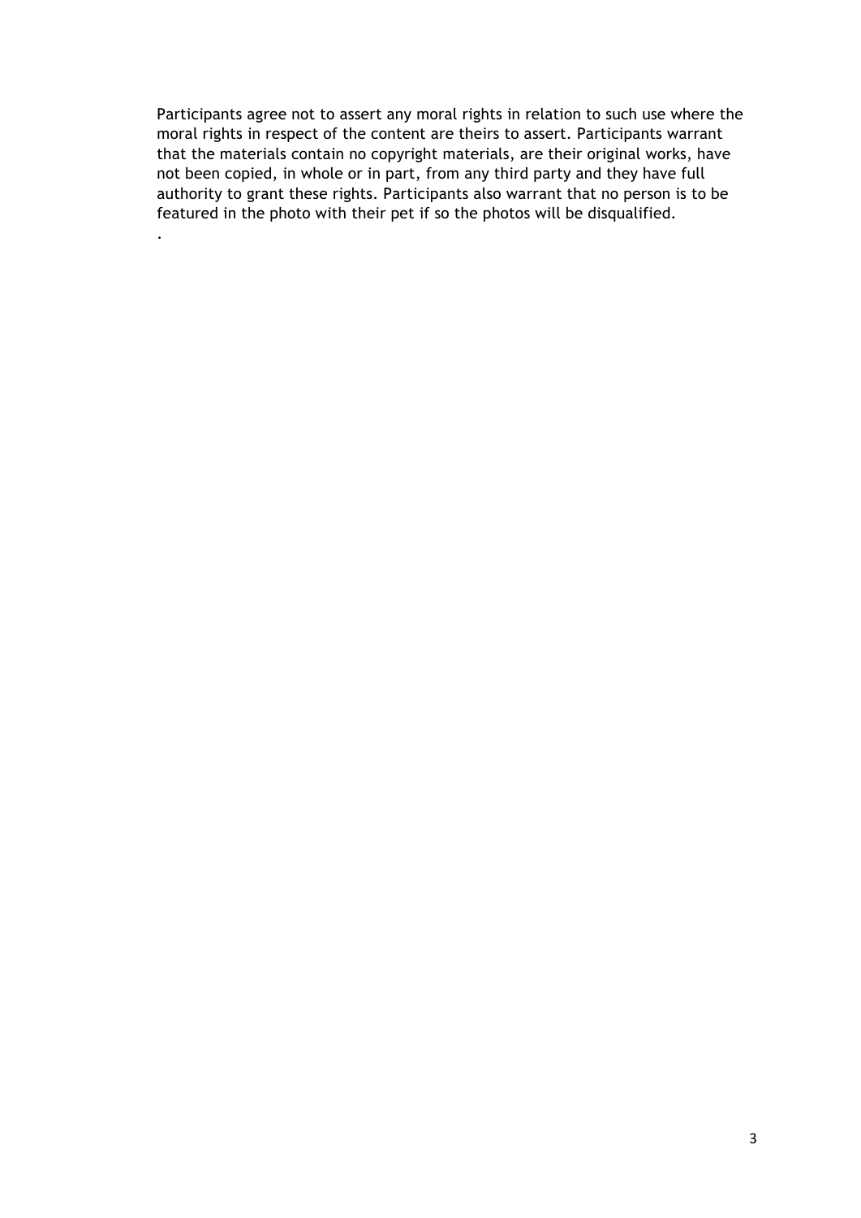Participants agree not to assert any moral rights in relation to such use where the moral rights in respect of the content are theirs to assert. Participants warrant that the materials contain no copyright materials, are their original works, have not been copied, in whole or in part, from any third party and they have full authority to grant these rights. Participants also warrant that no person is to be featured in the photo with their pet if so the photos will be disqualified.

.